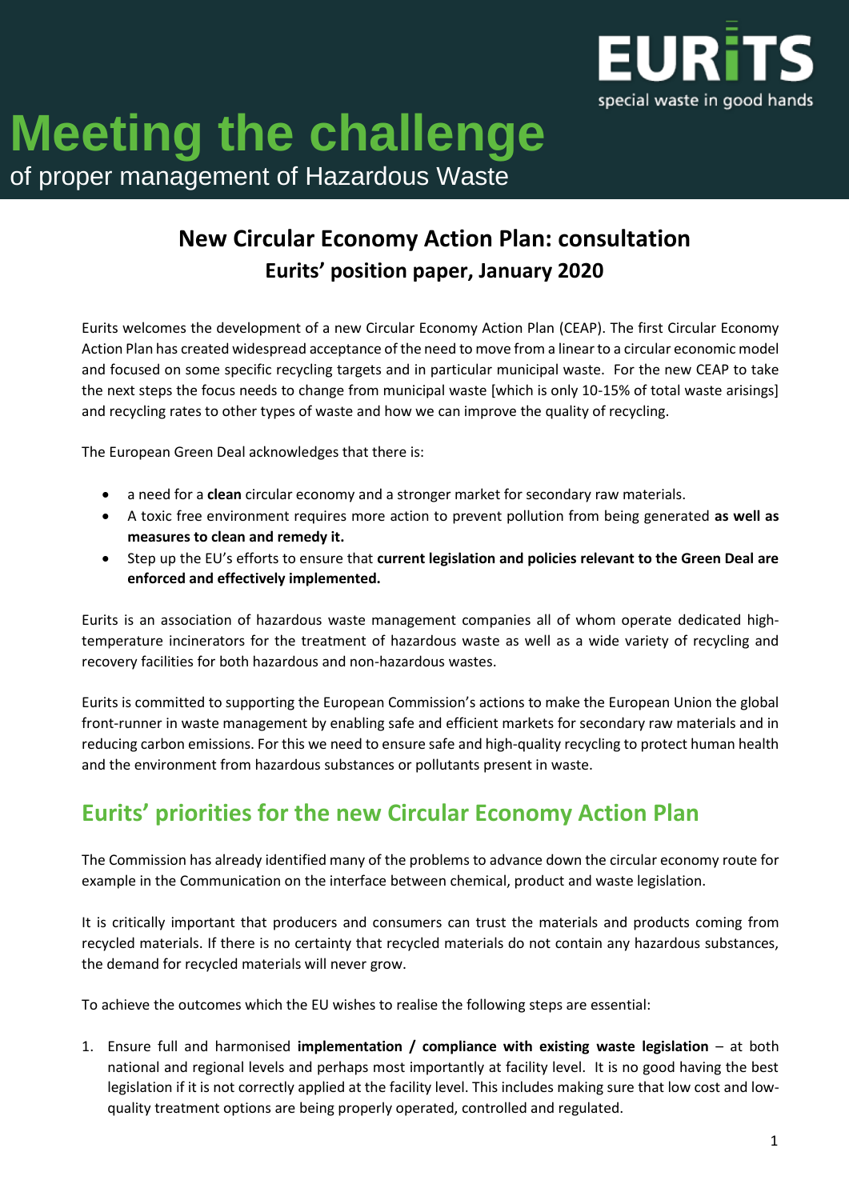# Meeting the challenge

of proper management of Hazardous Waste

EURITS special waste in good hands

## New Circular Economy Action Plan: consultation

### Eurits' position paper, January 2020

Eurits welcomes the development of a new Circular Economy Action Plan (CEAP). The first Circular Economy Action Plan has created widespread acceptance of the need to move from a linear to a circular economic model and focused on some specific recycling targets and in particular municipal waste. For the new CEAP to take the next steps the focus needs to change from municipal waste [which is only 10-15% of total waste arisings] and recycling rates to other types of waste and how we can improve the quality of recycling.

The European Green Deal acknowledges that there is:

- a need for a **clean** circular economy and a stronger market for secondary raw materials.
- A toxic free environment requires more action to prevent pollution from being generated **as well as measures to clean and remedy it.**
- Step up the EU's efforts to ensure that **current legislation and policies relevant to the Green Deal are enforced and effectively implemented.**

Eurits is an association of hazardous waste management companies all of whom operate dedicated high-temperature incinerators for the treatment of hazardous waste as well as a wide variety of recycling and recovery facilities for both hazardous and non-hazardous wastes.

Eurits is committed to supporting the European Commission's actions to make the European Union the global front-runner in waste management by enabling safe and efficient markets for secondary raw materials and in reducing carbon emissions. For this we need to ensure safe and high-quality recycling to protect human health and the environment from hazardous substances or pollutants present in waste.

## Eurits' priorities for the new Circular Economy Action Plan

The Commission has already identified many of the problems to advance down the circular economy route for example in the Communication on the interface between chemical, product and waste legislation.

It is critically important that producers and consumers can trust the materials and products coming from recycled materials. If there is no certainty that recycled materials do not contain any hazardous substances, the demand for recycled materials will never grow.

To achieve the outcomes which the EU wishes to realise the following steps are essential:

1. Ensure full and harmonised **implementation / compliance with existing waste legislation** – at both national and regional levels and perhaps most importantly at facility level. It is no good having the best legislation if it is not correctly applied at the facility level. This includes making sure that low cost and low-quality treatment options are being properly operated, controlled and regulated.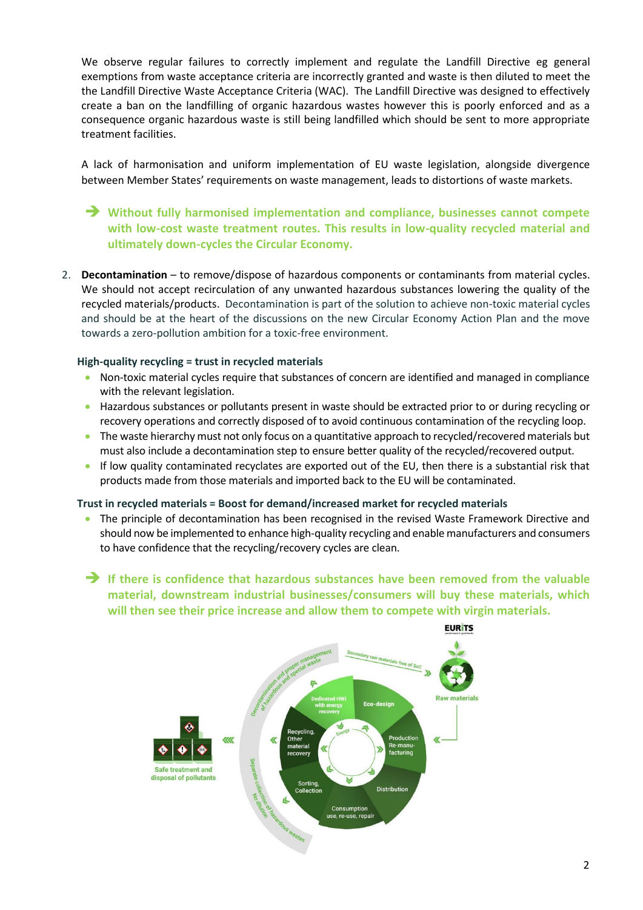We observe regular failures to correctly implement and regulate the Landfill Directive eg general exemptions from waste acceptance criteria are incorrectly granted and waste is then diluted to meet the the Landfill Directive Waste Acceptance Criteria (WAC). The Landfill Directive was designed to effectively create a ban on the landfilling of organic hazardous wastes however this is poorly enforced and as a consequence organic hazardous waste is still being landfilled which should be sent to more appropriate treatment facilities.

A lack of harmonisation and uniform implementation of EU waste legislation, alongside divergence between Member States' requirements on waste management, leads to distortions of waste markets.

➔ **Without fully harmonised implementation and compliance, businesses cannot compete with low-cost waste treatment routes. This results in low-quality recycled material and ultimately down-cycles the Circular Economy.**

2. **Decontamination** – to remove/dispose of hazardous components or contaminants from material cycles. We should not accept recirculation of any unwanted hazardous substances lowering the quality of the recycled materials/products. Decontamination is part of the solution to achieve non-toxic material cycles and should be at the heart of the discussions on the new Circular Economy Action Plan and the move towards a zero-pollution ambition for a toxic-free environment.

**High-quality recycling = trust in recycled materials**

- Non-toxic material cycles require that substances of concern are identified and managed in compliance with the relevant legislation.
- Hazardous substances or pollutants present in waste should be extracted prior to or during recycling or recovery operations and correctly disposed of to avoid continuous contamination of the recycling loop.
- The waste hierarchy must not only focus on a quantitative approach to recycled/recovered materials but must also include a decontamination step to ensure better quality of the recycled/recovered output.
- If low quality contaminated recyclates are exported out of the EU, then there is a substantial risk that products made from those materials and imported back to the EU will be contaminated.

**Trust in recycled materials = Boost for demand/increased market for recycled materials**

- The principle of decontamination has been recognised in the revised Waste Framework Directive and should now be implemented to enhance high-quality recycling and enable manufacturers and consumers to have confidence that the recycling/recovery cycles are clean.

➔ **If there is confidence that hazardous substances have been removed from the valuable material, downstream industrial businesses/consumers will buy these materials, which will then see their price increase and allow them to compete with virgin materials.**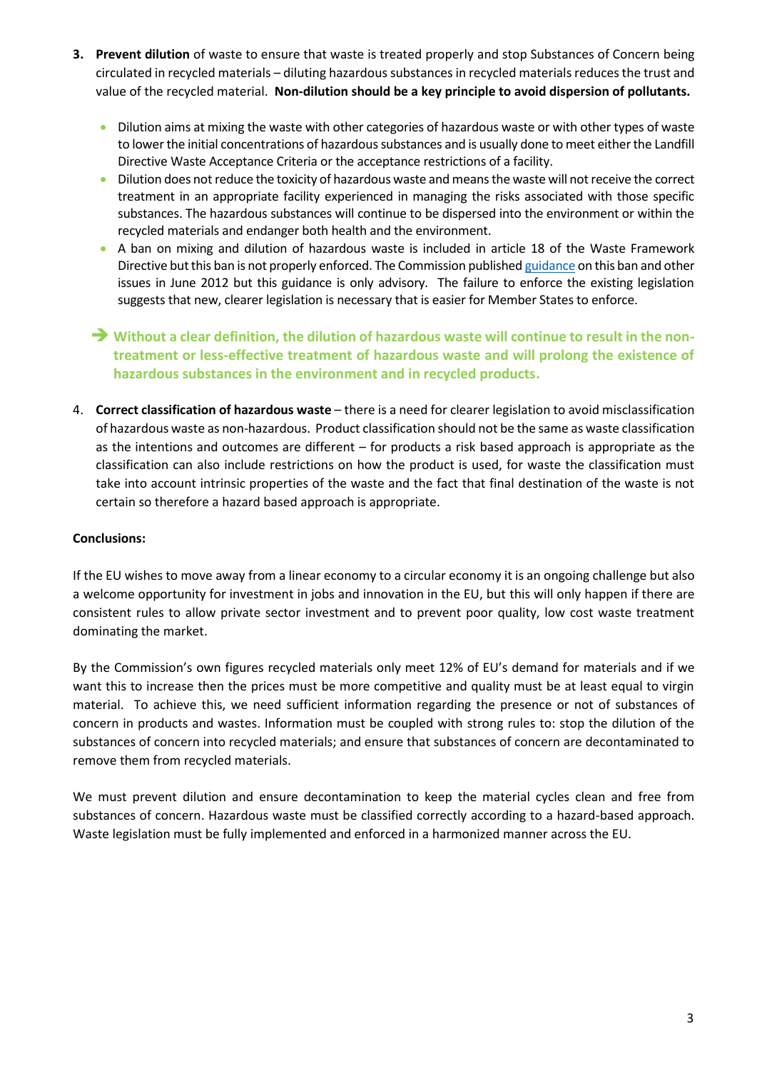3. **Prevent dilution** of waste to ensure that waste is treated properly and stop Substances of Concern being circulated in recycled materials – diluting hazardous substances in recycled materials reduces the trust and value of the recycled material. **Non-dilution should be a key principle to avoid dispersion of pollutants.**

    - Dilution aims at mixing the waste with other categories of hazardous waste or with other types of waste to lower the initial concentrations of hazardous substances and is usually done to meet either the Landfill Directive Waste Acceptance Criteria or the acceptance restrictions of a facility.
    - Dilution does not reduce the toxicity of hazardous waste and means the waste will not receive the correct treatment in an appropriate facility experienced in managing the risks associated with those specific substances. The hazardous substances will continue to be dispersed into the environment or within the recycled materials and endanger both health and the environment.
    - A ban on mixing and dilution of hazardous waste is included in article 18 of the Waste Framework Directive but this ban is not properly enforced. The Commission published guidance on this ban and other issues in June 2012 but this guidance is only advisory. The failure to enforce the existing legislation suggests that new, clearer legislation is necessary that is easier for Member States to enforce.

    ➔ **Without a clear definition, the dilution of hazardous waste will continue to result in the non-treatment or less-effective treatment of hazardous waste and will prolong the existence of hazardous substances in the environment and in recycled products.**

4. **Correct classification of hazardous waste** – there is a need for clearer legislation to avoid misclassification of hazardous waste as non-hazardous. Product classification should not be the same as waste classification as the intentions and outcomes are different – for products a risk based approach is appropriate as the classification can also include restrictions on how the product is used, for waste the classification must take into account intrinsic properties of the waste and the fact that final destination of the waste is not certain so therefore a hazard based approach is appropriate.

**Conclusions:**

If the EU wishes to move away from a linear economy to a circular economy it is an ongoing challenge but also a welcome opportunity for investment in jobs and innovation in the EU, but this will only happen if there are consistent rules to allow private sector investment and to prevent poor quality, low cost waste treatment dominating the market.

By the Commission's own figures recycled materials only meet 12% of EU's demand for materials and if we want this to increase then the prices must be more competitive and quality must be at least equal to virgin material. To achieve this, we need sufficient information regarding the presence or not of substances of concern in products and wastes. Information must be coupled with strong rules to: stop the dilution of the substances of concern into recycled materials; and ensure that substances of concern are decontaminated to remove them from recycled materials.

We must prevent dilution and ensure decontamination to keep the material cycles clean and free from substances of concern. Hazardous waste must be classified correctly according to a hazard-based approach. Waste legislation must be fully implemented and enforced in a harmonized manner across the EU.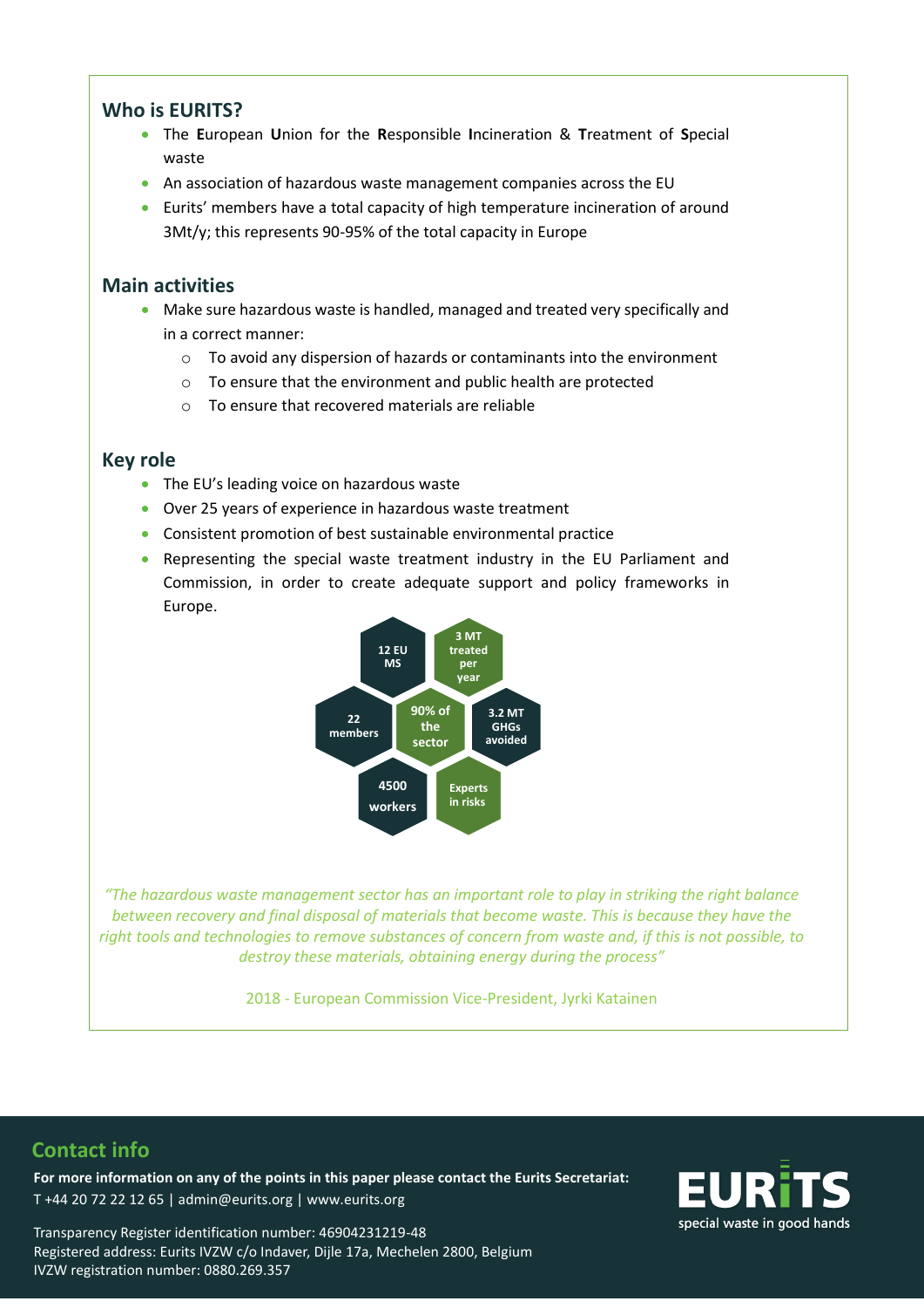## Who is EURITS?

- The **E**uropean **U**nion for the **R**esponsible **I**ncineration & **T**reatment of **S**pecial waste
- An association of hazardous waste management companies across the EU
- Eurits' members have a total capacity of high temperature incineration of around 3Mt/y; this represents 90-95% of the total capacity in Europe

## Main activities

- Make sure hazardous waste is handled, managed and treated very specifically and in a correct manner:
  - To avoid any dispersion of hazards or contaminants into the environment
  - To ensure that the environment and public health are protected
  - To ensure that recovered materials are reliable

## Key role

- The EU's leading voice on hazardous waste
- Over 25 years of experience in hazardous waste treatment
- Consistent promotion of best sustainable environmental practice
- Representing the special waste treatment industry in the EU Parliament and Commission, in order to create adequate support and policy frameworks in Europe.

12 EU MS

3 MT treated per year

22 members

90% of the sector

3.2 MT GHGs avoided

4500 workers

Experts in risks

*"The hazardous waste management sector has an important role to play in striking the right balance between recovery and final disposal of materials that become waste. This is because they have the right tools and technologies to remove substances of concern from waste and, if this is not possible, to destroy these materials, obtaining energy during the process"*

2018 - European Commission Vice-President, Jyrki Katainen

## Contact info

**For more information on any of the points in this paper please contact the Eurits Secretariat:**
T +44 20 72 22 12 65 | admin@eurits.org | www.eurits.org

Transparency Register identification number: 46904231219-48
Registered address: Eurits IVZW c/o Indaver, Dijle 17a, Mechelen 2800, Belgium
IVZW registration number: 0880.269.357

EURITS
special waste in good hands